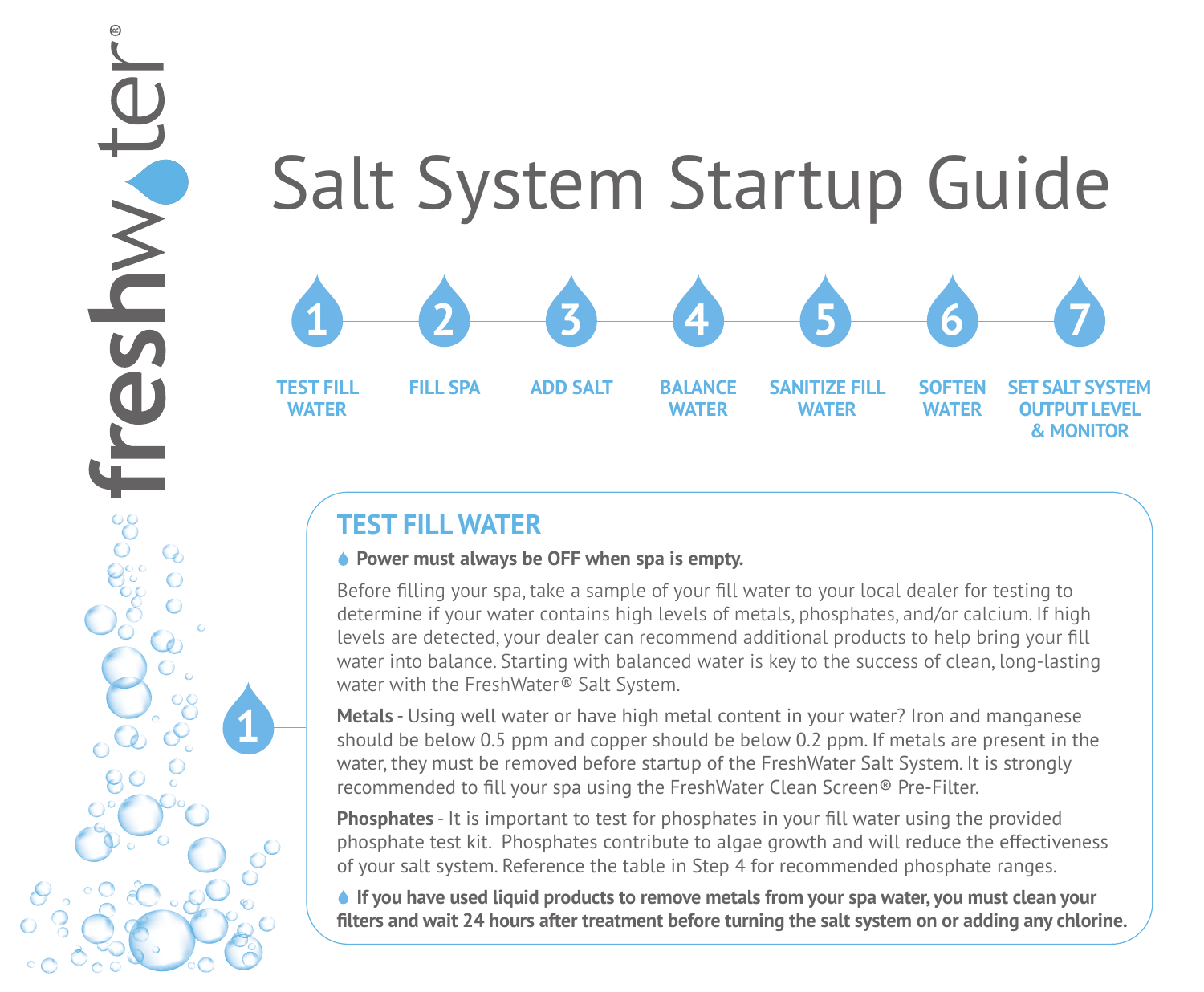freshwater®

# Salt System Startup Guide

1. TEST FILL WATER
2. FILL SPA
3. ADD SALT
4. BALANCE WATER
5. SANITIZE FILL WATER
6. SOFTEN WATER
7. SET SALT SYSTEM OUTPUT LEVEL & MONITOR

## 1 TEST FILL WATER

**Power must always be OFF when spa is empty.**

Before filling your spa, take a sample of your fill water to your local dealer for testing to determine if your water contains high levels of metals, phosphates, and/or calcium. If high levels are detected, your dealer can recommend additional products to help bring your fill water into balance. Starting with balanced water is key to the success of clean, long-lasting water with the FreshWater® Salt System.

**Metals** - Using well water or have high metal content in your water? Iron and manganese should be below 0.5 ppm and copper should be below 0.2 ppm. If metals are present in the water, they must be removed before startup of the FreshWater Salt System. It is strongly recommended to fill your spa using the FreshWater Clean Screen® Pre-Filter.

**Phosphates** - It is important to test for phosphates in your fill water using the provided phosphate test kit. Phosphates contribute to algae growth and will reduce the effectiveness of your salt system. Reference the table in Step 4 for recommended phosphate ranges.

**If you have used liquid products to remove metals from your spa water, you must clean your filters and wait 24 hours after treatment before turning the salt system on or adding any chlorine.**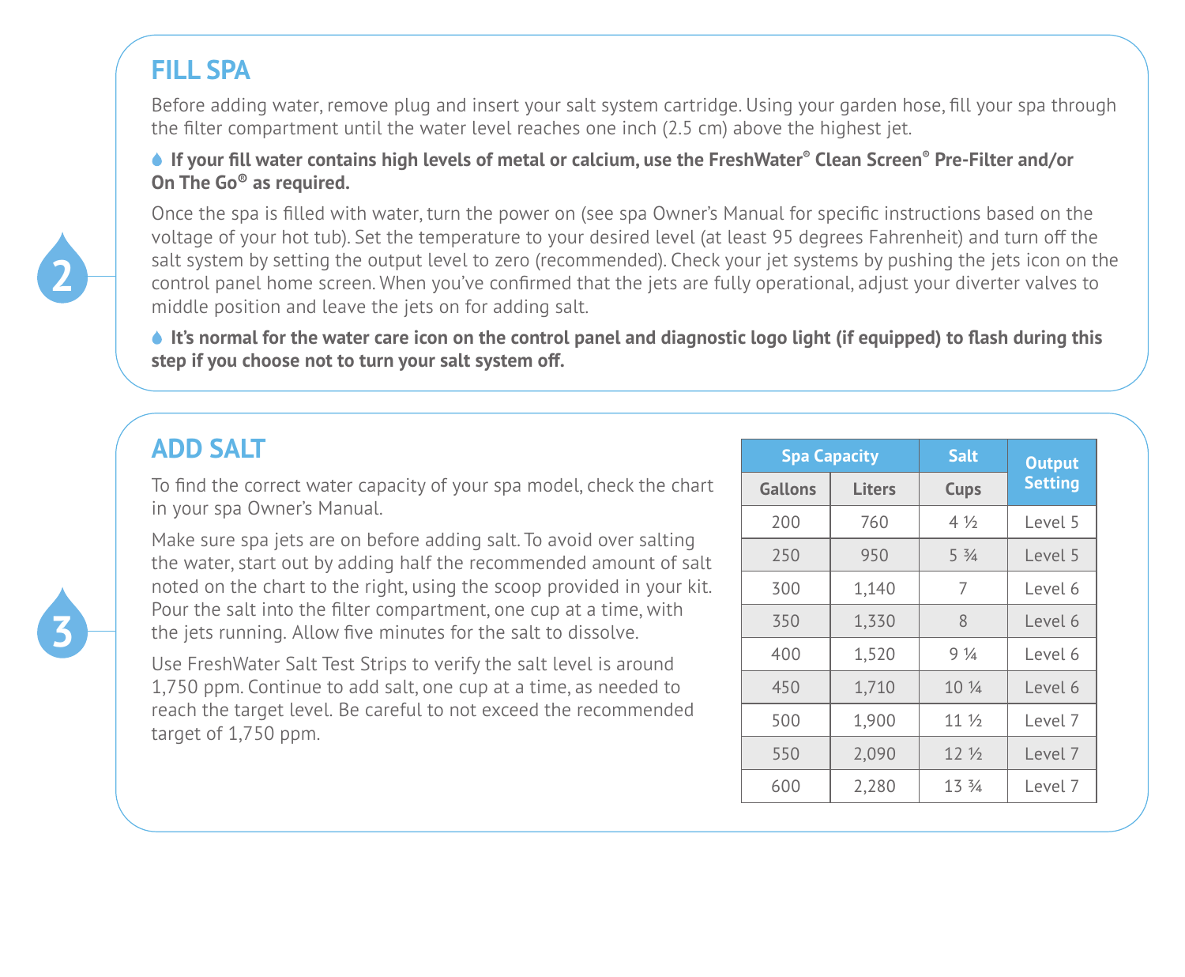## 2 FILL SPA

Before adding water, remove plug and insert your salt system cartridge. Using your garden hose, fill your spa through the filter compartment until the water level reaches one inch (2.5 cm) above the highest jet.

**If your fill water contains high levels of metal or calcium, use the FreshWater® Clean Screen® Pre-Filter and/or On The Go® as required.**

Once the spa is filled with water, turn the power on (see spa Owner's Manual for specific instructions based on the voltage of your hot tub). Set the temperature to your desired level (at least 95 degrees Fahrenheit) and turn off the salt system by setting the output level to zero (recommended). Check your jet systems by pushing the jets icon on the control panel home screen. When you've confirmed that the jets are fully operational, adjust your diverter valves to middle position and leave the jets on for adding salt.

**It's normal for the water care icon on the control panel and diagnostic logo light (if equipped) to flash during this step if you choose not to turn your salt system off.**

## 3 ADD SALT

To find the correct water capacity of your spa model, check the chart in your spa Owner's Manual.

Make sure spa jets are on before adding salt. To avoid over salting the water, start out by adding half the recommended amount of salt noted on the chart to the right, using the scoop provided in your kit. Pour the salt into the filter compartment, one cup at a time, with the jets running. Allow five minutes for the salt to dissolve.

Use FreshWater Salt Test Strips to verify the salt level is around 1,750 ppm. Continue to add salt, one cup at a time, as needed to reach the target level. Be careful to not exceed the recommended target of 1,750 ppm.

| Spa Capacity | | Salt | Output Setting |
|---|---|---|---|
| Gallons | Liters | Cups | |
| 200 | 760 | 4 ½ | Level 5 |
| 250 | 950 | 5 ¾ | Level 5 |
| 300 | 1,140 | 7 | Level 6 |
| 350 | 1,330 | 8 | Level 6 |
| 400 | 1,520 | 9 ¼ | Level 6 |
| 450 | 1,710 | 10 ¼ | Level 6 |
| 500 | 1,900 | 11 ½ | Level 7 |
| 550 | 2,090 | 12 ½ | Level 7 |
| 600 | 2,280 | 13 ¾ | Level 7 |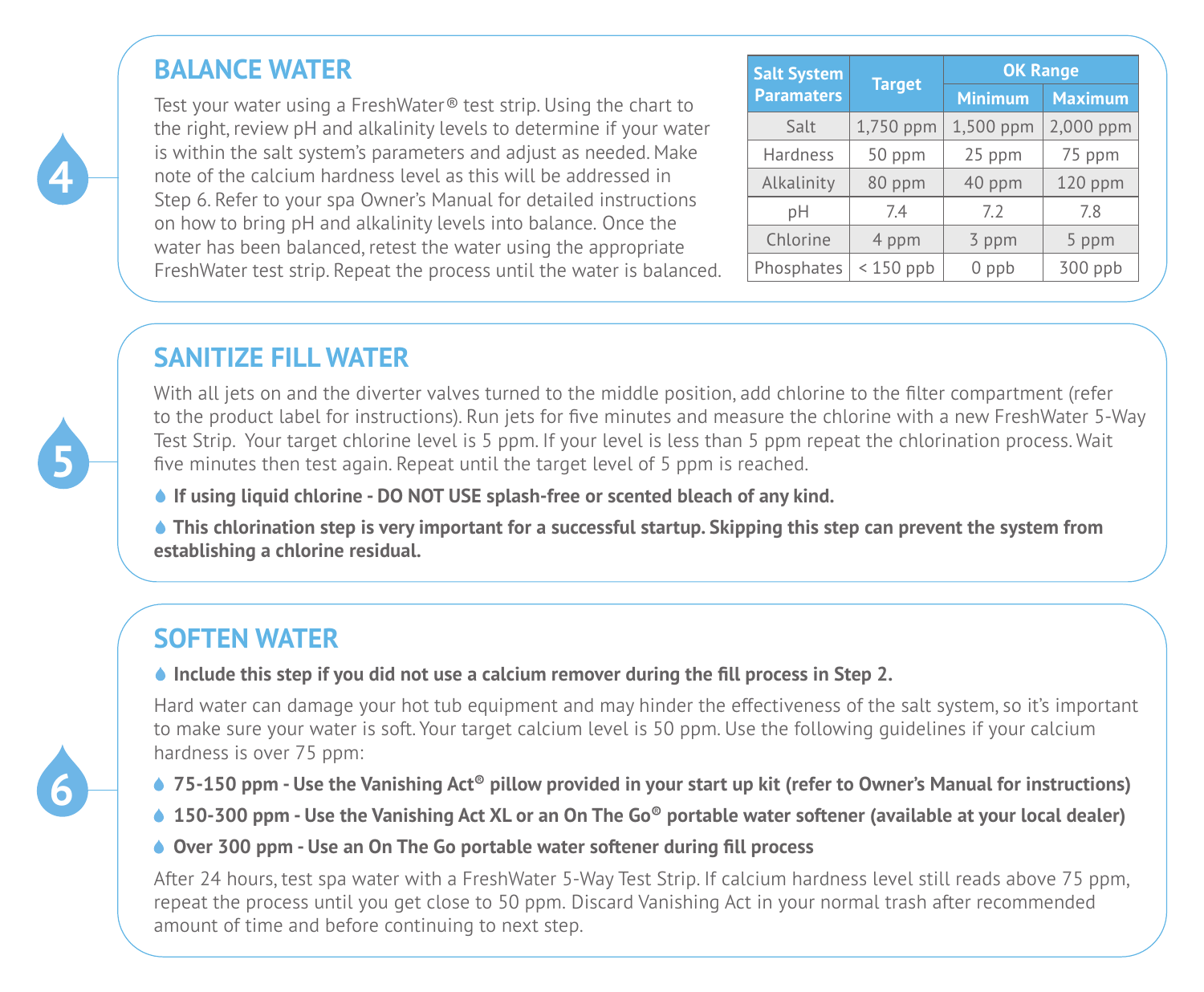## 4

## BALANCE WATER

Test your water using a FreshWater® test strip. Using the chart to the right, review pH and alkalinity levels to determine if your water is within the salt system's parameters and adjust as needed. Make note of the calcium hardness level as this will be addressed in Step 6. Refer to your spa Owner's Manual for detailed instructions on how to bring pH and alkalinity levels into balance. Once the water has been balanced, retest the water using the appropriate FreshWater test strip. Repeat the process until the water is balanced.

| Salt System Paramaters | Target | OK Range | |
|---|---|---|---|
| | | Minimum | Maximum |
| Salt | 1,750 ppm | 1,500 ppm | 2,000 ppm |
| Hardness | 50 ppm | 25 ppm | 75 ppm |
| Alkalinity | 80 ppm | 40 ppm | 120 ppm |
| pH | 7.4 | 7.2 | 7.8 |
| Chlorine | 4 ppm | 3 ppm | 5 ppm |
| Phosphates | < 150 ppb | 0 ppb | 300 ppb |

## 5

## SANITIZE FILL WATER

With all jets on and the diverter valves turned to the middle position, add chlorine to the filter compartment (refer to the product label for instructions). Run jets for five minutes and measure the chlorine with a new FreshWater 5-Way Test Strip. Your target chlorine level is 5 ppm. If your level is less than 5 ppm repeat the chlorination process. Wait five minutes then test again. Repeat until the target level of 5 ppm is reached.

- **If using liquid chlorine - DO NOT USE splash-free or scented bleach of any kind.**
- **This chlorination step is very important for a successful startup. Skipping this step can prevent the system from establishing a chlorine residual.**

## 6

## SOFTEN WATER

- **Include this step if you did not use a calcium remover during the fill process in Step 2.**

Hard water can damage your hot tub equipment and may hinder the effectiveness of the salt system, so it's important to make sure your water is soft. Your target calcium level is 50 ppm. Use the following guidelines if your calcium hardness is over 75 ppm:

- **75-150 ppm - Use the Vanishing Act® pillow provided in your start up kit (refer to Owner's Manual for instructions)**
- **150-300 ppm - Use the Vanishing Act XL or an On The Go® portable water softener (available at your local dealer)**
- **Over 300 ppm - Use an On The Go portable water softener during fill process**

After 24 hours, test spa water with a FreshWater 5-Way Test Strip. If calcium hardness level still reads above 75 ppm, repeat the process until you get close to 50 ppm. Discard Vanishing Act in your normal trash after recommended amount of time and before continuing to next step.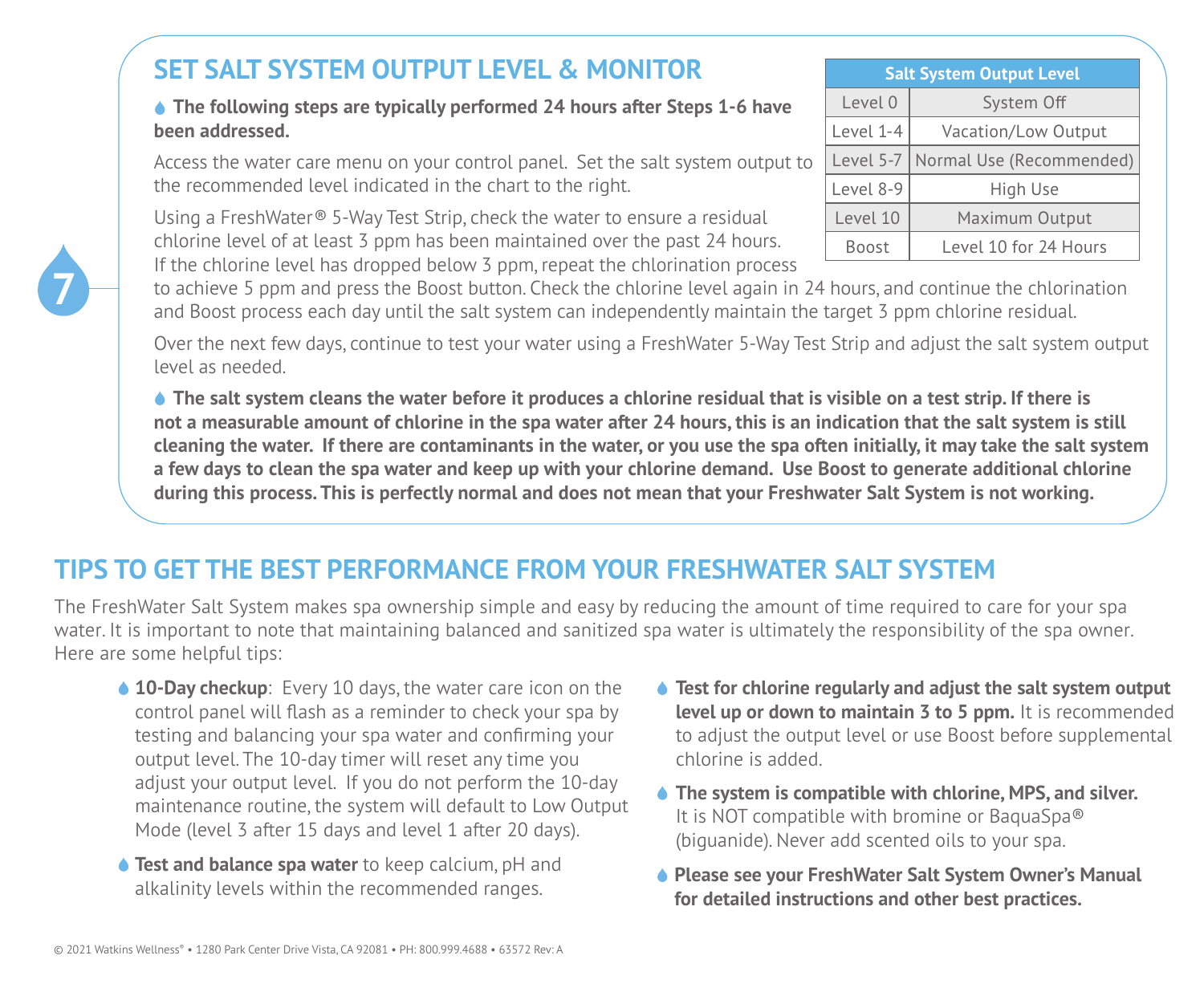## SET SALT SYSTEM OUTPUT LEVEL & MONITOR

7

**The following steps are typically performed 24 hours after Steps 1-6 have been addressed.**

Access the water care menu on your control panel. Set the salt system output to the recommended level indicated in the chart to the right.

| Salt System Output Level | |
|---|---|
| Level 0 | System Off |
| Level 1-4 | Vacation/Low Output |
| Level 5-7 | Normal Use (Recommended) |
| Level 8-9 | High Use |
| Level 10 | Maximum Output |
| Boost | Level 10 for 24 Hours |

Using a FreshWater® 5-Way Test Strip, check the water to ensure a residual chlorine level of at least 3 ppm has been maintained over the past 24 hours. If the chlorine level has dropped below 3 ppm, repeat the chlorination process to achieve 5 ppm and press the Boost button. Check the chlorine level again in 24 hours, and continue the chlorination and Boost process each day until the salt system can independently maintain the target 3 ppm chlorine residual.

Over the next few days, continue to test your water using a FreshWater 5-Way Test Strip and adjust the salt system output level as needed.

**The salt system cleans the water before it produces a chlorine residual that is visible on a test strip. If there is not a measurable amount of chlorine in the spa water after 24 hours, this is an indication that the salt system is still cleaning the water. If there are contaminants in the water, or you use the spa often initially, it may take the salt system a few days to clean the spa water and keep up with your chlorine demand. Use Boost to generate additional chlorine during this process. This is perfectly normal and does not mean that your Freshwater Salt System is not working.**

## TIPS TO GET THE BEST PERFORMANCE FROM YOUR FRESHWATER SALT SYSTEM

The FreshWater Salt System makes spa ownership simple and easy by reducing the amount of time required to care for your spa water. It is important to note that maintaining balanced and sanitized spa water is ultimately the responsibility of the spa owner. Here are some helpful tips:

- **10-Day checkup**: Every 10 days, the water care icon on the control panel will flash as a reminder to check your spa by testing and balancing your spa water and confirming your output level. The 10-day timer will reset any time you adjust your output level. If you do not perform the 10-day maintenance routine, the system will default to Low Output Mode (level 3 after 15 days and level 1 after 20 days).
- **Test and balance spa water** to keep calcium, pH and alkalinity levels within the recommended ranges.
- **Test for chlorine regularly and adjust the salt system output level up or down to maintain 3 to 5 ppm.** It is recommended to adjust the output level or use Boost before supplemental chlorine is added.
- **The system is compatible with chlorine, MPS, and silver.** It is NOT compatible with bromine or BaquaSpa® (biguanide). Never add scented oils to your spa.
- **Please see your FreshWater Salt System Owner's Manual for detailed instructions and other best practices.**

© 2021 Watkins Wellness® • 1280 Park Center Drive Vista, CA 92081 • PH: 800.999.4688 • 63572 Rev: A